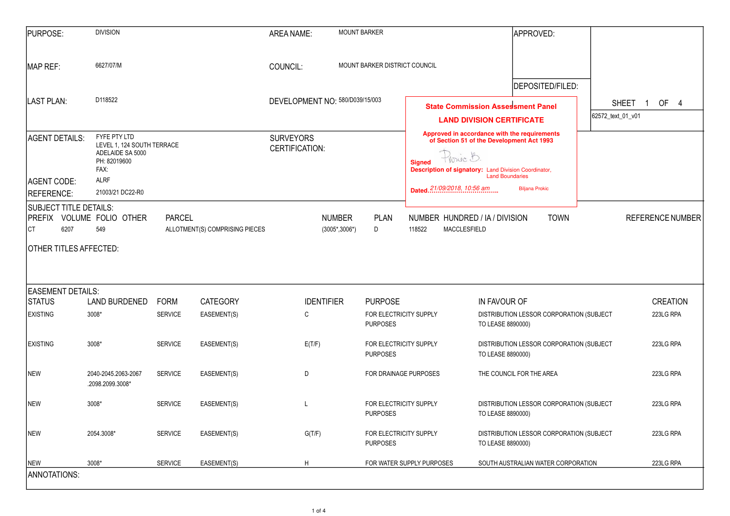| | | | | | |
|---|---|---|---|---|---|
| PURPOSE: | DIVISION | AREA NAME: | MOUNT BARKER | APPROVED: | |
| MAP REF: | 6627/07/M | COUNCIL: | MOUNT BARKER DISTRICT COUNCIL | | |
| LAST PLAN: | D118522 | DEVELOPMENT NO: | 580/D039/15/003 | DEPOSITED/FILED: | SHEET 1 OF 4 |
| | | | | | 62572_text_01_v01 |

**State Commission Assessment Panel**

**LAND DIVISION CERTIFICATE**

**Approved in accordance with the requirements of Section 51 of the Development Act 1993**

**Signed** Pronic B.

**Description of signatory:** Land Division Coordinator, Land Boundaries

**Dated** 21/09/2018, 10:56 am

Biljana Prokic

| | | | |
|---|---|---|---|
| AGENT DETAILS: | FYFE PTY LTD<br>LEVEL 1, 124 SOUTH TERRACE<br>ADELAIDE SA 5000<br>PH: 82019600<br>FAX: | SURVEYORS CERTIFICATION: | |
| AGENT CODE: | ALRF | | |
| REFERENCE: | 21003/21 DC22-R0 | | |

SUBJECT TITLE DETAILS:

| PREFIX | VOLUME | FOLIO | OTHER | PARCEL | NUMBER | PLAN | NUMBER | HUNDRED / IA / DIVISION | TOWN | REFERENCE NUMBER |
|---|---|---|---|---|---|---|---|---|---|---|
| CT | 6207 | 549 | | ALLOTMENT(S) COMPRISING PIECES | (3005*,3006*) | D | 118522 | MACCLESFIELD | | |

OTHER TITLES AFFECTED:

EASEMENT DETAILS:

| STATUS | LAND BURDENED | FORM | CATEGORY | IDENTIFIER | PURPOSE | IN FAVOUR OF | CREATION |
|---|---|---|---|---|---|---|---|
| EXISTING | 3008* | SERVICE | EASEMENT(S) | C | FOR ELECTRICITY SUPPLY PURPOSES | DISTRIBUTION LESSOR CORPORATION (SUBJECT TO LEASE 8890000) | 223LG RPA |
| EXISTING | 3008* | SERVICE | EASEMENT(S) | E(T/F) | FOR ELECTRICITY SUPPLY PURPOSES | DISTRIBUTION LESSOR CORPORATION (SUBJECT TO LEASE 8890000) | 223LG RPA |
| NEW | 2040-2045.2063-2067 .2098.2099.3008* | SERVICE | EASEMENT(S) | D | FOR DRAINAGE PURPOSES | THE COUNCIL FOR THE AREA | 223LG RPA |
| NEW | 3008* | SERVICE | EASEMENT(S) | L | FOR ELECTRICITY SUPPLY PURPOSES | DISTRIBUTION LESSOR CORPORATION (SUBJECT TO LEASE 8890000) | 223LG RPA |
| NEW | 2054.3008* | SERVICE | EASEMENT(S) | G(T/F) | FOR ELECTRICITY SUPPLY PURPOSES | DISTRIBUTION LESSOR CORPORATION (SUBJECT TO LEASE 8890000) | 223LG RPA |
| NEW | 3008* | SERVICE | EASEMENT(S) | H | FOR WATER SUPPLY PURPOSES | SOUTH AUSTRALIAN WATER CORPORATION | 223LG RPA |

ANNOTATIONS: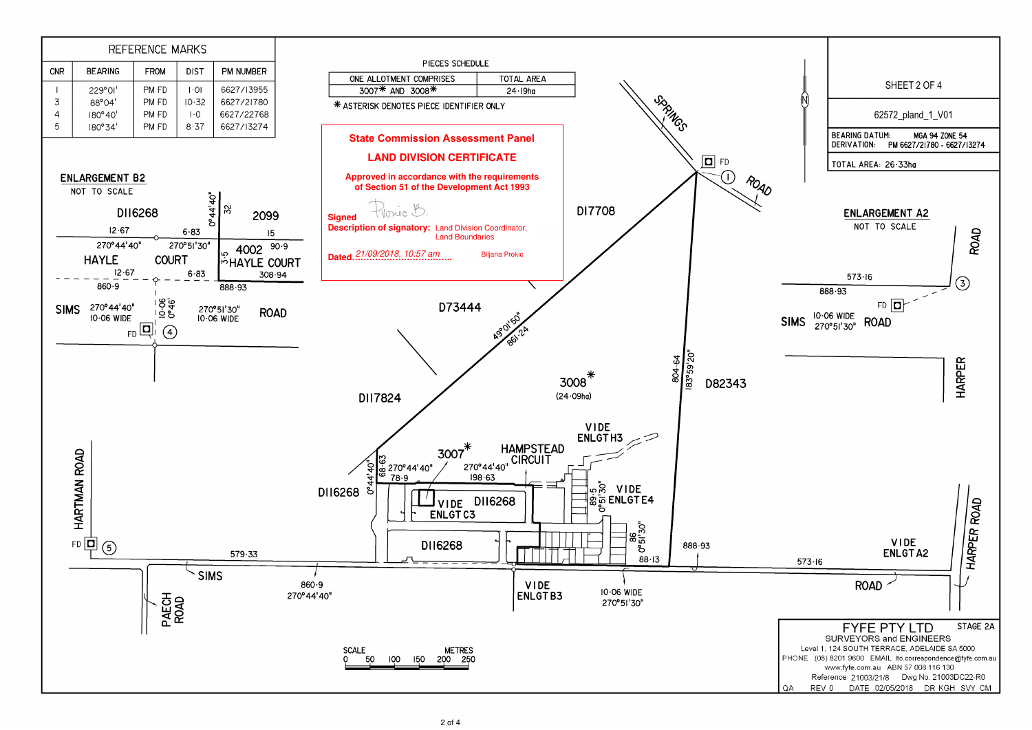## REFERENCE MARKS

| CNR | BEARING | FROM | DIST | PM NUMBER |
|---|---|---|---|---|
| 1 | 229°01' | PM FD | 1·01 | 6627/13955 |
| 3 | 88°04' | PM FD | 10·32 | 6627/21780 |
| 4 | 180°40' | PM FD | 1·0 | 6627/22768 |
| 5 | 180°34' | PM FD | 8·37 | 6627/13274 |

## PIECES SCHEDULE

| ONE ALLOTMENT COMPRISES | TOTAL AREA |
|---|---|
| 3007* AND 3008* | 24·19ha |

\* ASTERISK DENOTES PIECE IDENTIFIER ONLY

**State Commission Assessment Panel**

**LAND DIVISION CERTIFICATE**

Approved in accordance with the requirements of Section 51 of the Development Act 1993

**Signed**

**Description of signatory:** Land Division Coordinator, Land Boundaries

**Dated.** 21/09/2018, 10:57 am Biljana Prokic

SHEET 2 OF 4

62572_pland_1_V01

BEARING DATUM: MGA 94 ZONE 54
DERIVATION: PM 6627/21780 - 6627/13274

TOTAL AREA: 26·33ha

### ENLARGEMENT B2

NOT TO SCALE

D116268, 2099, 4002, HAYLE COURT, SIMS ROAD 10·06 WIDE, FD (4)

12·67, 6·83, 15, 90·9, 308·94, 860·9, 888·93, 270°44'40", 270°51'30", 0°44'40", 32, 3·5, 10·06, 0°46'

### ENLARGEMENT A2

NOT TO SCALE

ROAD, 573·16, 888·93, (3), FD, SIMS 10·06 WIDE 270°51'30" ROAD, HARPER

SPRINGS ROAD, FD (1), D17708, D73444, D117824, D82343, D116268

3008* (24·09ha)

3007*

49°01'50" 861·24

804·64 183°59'20"

HAMPSTEAD CIRCUIT, VIDE ENLGT H3, VIDE ENLGT E4, VIDE ENLGT C3, VIDE ENLGT B3, VIDE ENLGT A2

68·63, 0°44'40", 270°44'40" 78·9, 270°44'40" 198·63, 89·5 0°51'30", 86 0°51'30", 88·13, 888·93, 573·16, 579·33, 860·9 270°44'40"

HARTMAN ROAD, FD (5), SIMS, PAECH ROAD, 10·06 WIDE 270°51'30", HARPER ROAD

SCALE 0 50 100 150 200 250 METRES

**FYFE PTY LTD** STAGE 2A

SURVEYORS and ENGINEERS

Level 1, 124 SOUTH TERRACE, ADELAIDE SA 5000

PHONE (08) 8201 9600 EMAIL lto.correspondence@fyfe.com.au

www.fyfe.com.au ABN 57 008 116 130

Reference 21003/21/8 Dwg No. 21003DC22-R0

QA REV 0 DATE 02/05/2018 DR KGH SVY CM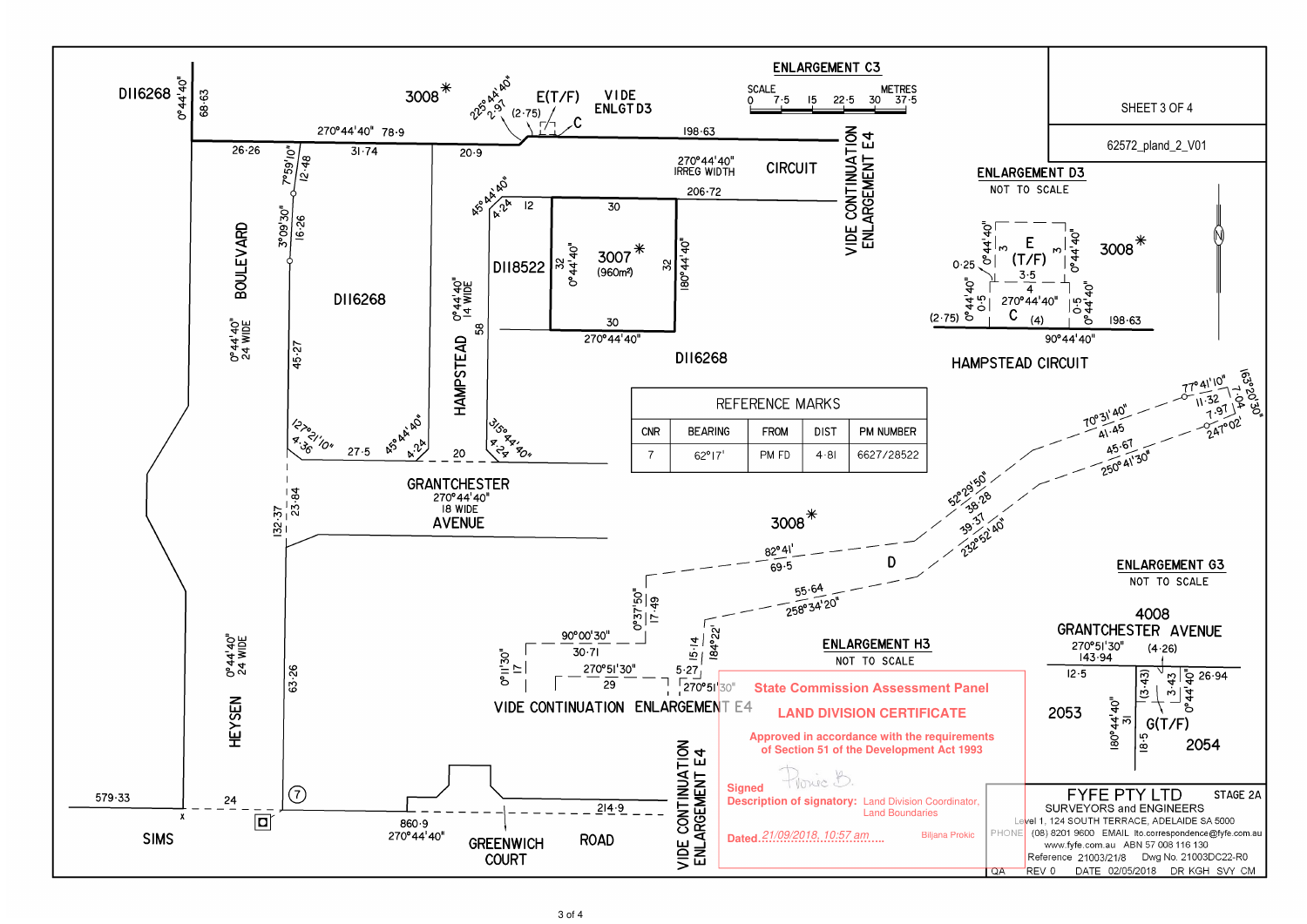SHEET 3 OF 4

62572_pland_2_V01

## ENLARGEMENT C3

SCALE 0 7·5 15 22·5 30 37·5 METRES

D116268 3008* E(T/F) VIDE ENLGT D3 C

270°44'40" 78·9 198·63

26·26 31·74 20·9

270°44'40" IRREG WIDTH CIRCUIT

206·72

VIDE CONTINUATION ENLARGEMENT E4

BOULEVARD 0°44'40" 24 WIDE

D116268

HAMPSTEAD 0°44'40" 14 WIDE

D118522

3007* (960m²)

D116268

GRANTCHESTER 270°44'40" 18 WIDE AVENUE

3008*

D

HEYSEN 0°44'40" 24 WIDE

SIMS ROAD 579·33 24 860·9 270°44'40" 214·9

GREENWICH COURT

VIDE CONTINUATION ENLARGEMENT E4

## ENLARGEMENT D3

NOT TO SCALE

E (T/F) 3008* C (4) (2·75) 198·63 90°44'40" 270°44'40"

HAMPSTEAD CIRCUIT

## REFERENCE MARKS

| CNR | BEARING | FROM | DIST | PM NUMBER |
|---|---|---|---|---|
| 7 | 62°17' | PM FD | 4·81 | 6627/28522 |

## ENLARGEMENT H3

NOT TO SCALE

## ENLARGEMENT G3

NOT TO SCALE

4008 GRANTCHESTER AVENUE

270°51'30" 143·94 (4·26)

2053 G(T/F) 2054

**State Commission Assessment Panel**

**LAND DIVISION CERTIFICATE**

Approved in accordance with the requirements of Section 51 of the Development Act 1993

Signed

Description of signatory: Land Division Coordinator, Land Boundaries

Dated 21/09/2018, 10:57 am Biljana Prokic

FYFE PTY LTD SURVEYORS and ENGINEERS — STAGE 2A

Level 1, 124 SOUTH TERRACE, ADELAIDE SA 5000

PHONE (08) 8201 9600 EMAIL lto.correspondence@fyfe.com.au

www.fyfe.com.au ABN 57 008 116 130

Reference 21003/21/8 Dwg No. 21003DC22-R0

QA REV 0 DATE 02/05/2018 DR KGH SVY CM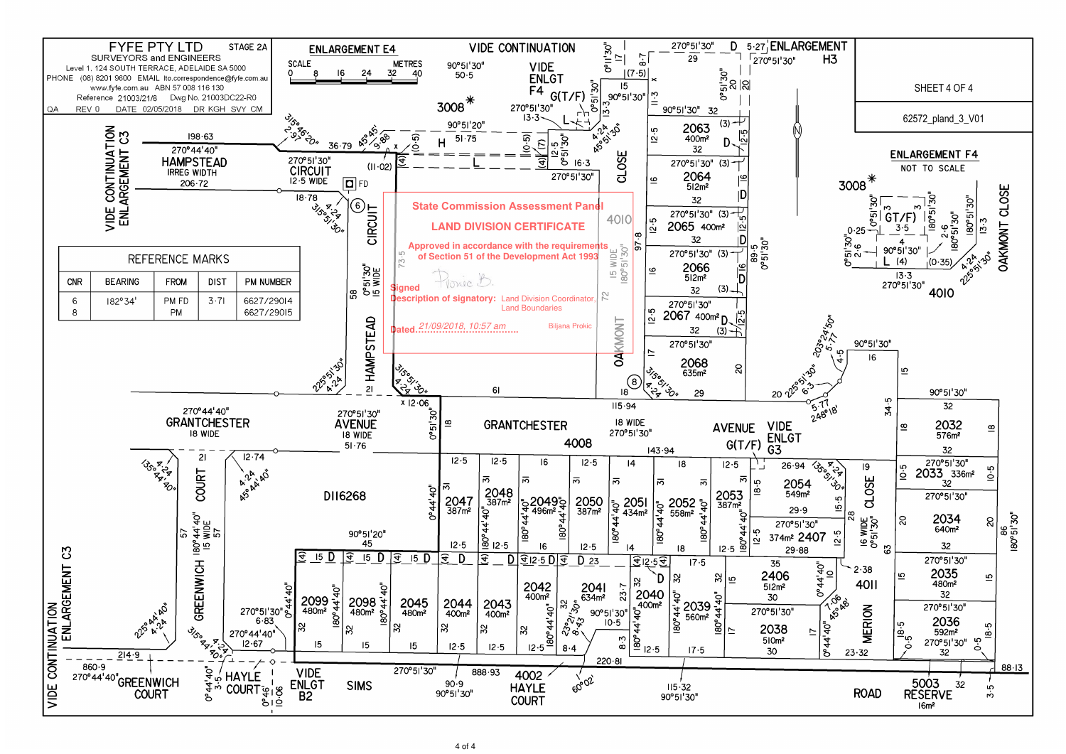FYFE PTY LTD STAGE 2A
SURVEYORS and ENGINEERS
Level 1, 124 SOUTH TERRACE, ADELAIDE SA 5000
PHONE (08) 8201 9600 EMAIL lto.correspondence@fyfe.com.au
www.fyfe.com.au ABN 57 008 116 130
Reference 21003/21/8 Dwg No. 21003DC22-R0
QA REV 0 DATE 02/05/2018 DR KGH SVY CM

SHEET 4 OF 4

62572_pland_3_V01

ENLARGEMENT E4

SCALE METRES
0 8 16 24 32 40

VIDE CONTINUATION

ENLARGEMENT H3

ENLARGEMENT F4
NOT TO SCALE

## REFERENCE MARKS

| CNR | BEARING | FROM | DIST | PM NUMBER |
|---|---|---|---|---|
| 6 | 182°34' | PM FD | 3·71 | 6627/29014 |
| 8 | | PM | | 6627/29015 |

State Commission Assessment Panel

LAND DIVISION CERTIFICATE

Approved in accordance with the requirements of Section 51 of the Development Act 1993

Signed

Description of signatory: Land Division Coordinator, Land Boundaries

Dated 21/09/2018, 10:57 am

Biljana Prokic

VIDE CONTINUATION ENLARGEMENT C3

HAMPSTEAD CIRCUIT IRREG WIDTH

CIRCUIT 12·5 WIDE

HAMPSTEAD CIRCUIT 15 WIDE

OAKMONT CLOSE 15 WIDE

GRANTCHESTER AVENUE 18 WIDE

GREENWICH COURT 15 WIDE

D116268

VIDE ENLGT F4

VIDE ENLGT G3

VIDE ENLGT B2

MERION CLOSE 16 WIDE

SIMS ROAD

4002 HAYLE COURT

HAYLE COURT

GREENWICH COURT

5003 RESERVE 16m²

3008*

4008

4010

4011

2063 400m²

2064 512m²

2065 400m²

2066 512m²

2067 400m²

2068 635m²

2032 576m²

2033 336m²

2034 640m²

2035 480m²

2036 592m²

2047 387m²

2048 387m²

2049 496m²

2050 387m²

2051 434m²

2052 558m²

2053 387m²

2054 549m²

2407 374m²

2406 512m²

2038 510m²

2039 560m²

2040 400m²

2041 634m²

2042 400m²

2043 400m²

2044 400m²

2045 480m²

2098 480m²

2099 480m²